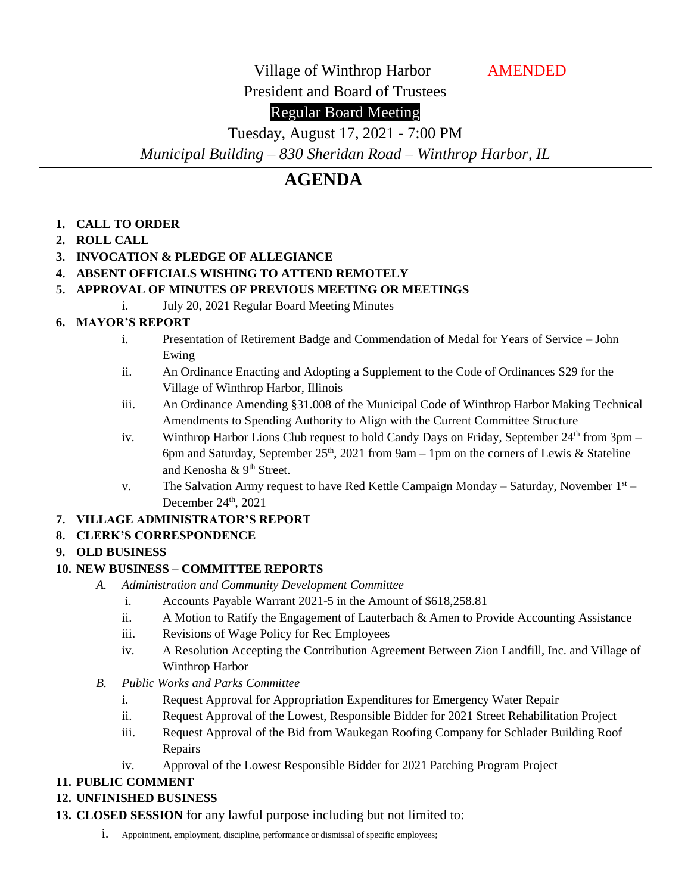Village of Winthrop Harbor AMENDED

President and Board of Trustees

Regular Board Meeting

Tuesday, August 17, 2021 - 7:00 PM

*Municipal Building – 830 Sheridan Road – Winthrop Harbor, IL*

# AGENDA

1. **CALL TO ORDER**
2. **ROLL CALL**
3. **INVOCATION & PLEDGE OF ALLEGIANCE**
4. **ABSENT OFFICIALS WISHING TO ATTEND REMOTELY**
5. **APPROVAL OF MINUTES OF PREVIOUS MEETING OR MEETINGS**
   - i. July 20, 2021 Regular Board Meeting Minutes
6. **MAYOR'S REPORT**
   - i. Presentation of Retirement Badge and Commendation of Medal for Years of Service – John Ewing
   - ii. An Ordinance Enacting and Adopting a Supplement to the Code of Ordinances S29 for the Village of Winthrop Harbor, Illinois
   - iii. An Ordinance Amending §31.008 of the Municipal Code of Winthrop Harbor Making Technical Amendments to Spending Authority to Align with the Current Committee Structure
   - iv. Winthrop Harbor Lions Club request to hold Candy Days on Friday, September 24th from 3pm – 6pm and Saturday, September 25th, 2021 from 9am – 1pm on the corners of Lewis & Stateline and Kenosha & 9th Street.
   - v. The Salvation Army request to have Red Kettle Campaign Monday – Saturday, November 1st – December 24th, 2021
7. **VILLAGE ADMINISTRATOR'S REPORT**
8. **CLERK'S CORRESPONDENCE**
9. **OLD BUSINESS**
10. **NEW BUSINESS – COMMITTEE REPORTS**
    - *A. Administration and Community Development Committee*
      - i. Accounts Payable Warrant 2021-5 in the Amount of $618,258.81
      - ii. A Motion to Ratify the Engagement of Lauterbach & Amen to Provide Accounting Assistance
      - iii. Revisions of Wage Policy for Rec Employees
      - iv. A Resolution Accepting the Contribution Agreement Between Zion Landfill, Inc. and Village of Winthrop Harbor
    - *B. Public Works and Parks Committee*
      - i. Request Approval for Appropriation Expenditures for Emergency Water Repair
      - ii. Request Approval of the Lowest, Responsible Bidder for 2021 Street Rehabilitation Project
      - iii. Request Approval of the Bid from Waukegan Roofing Company for Schlader Building Roof Repairs
      - iv. Approval of the Lowest Responsible Bidder for 2021 Patching Program Project
11. **PUBLIC COMMENT**
12. **UNFINISHED BUSINESS**
13. **CLOSED SESSION** for any lawful purpose including but not limited to:
    - i. Appointment, employment, discipline, performance or dismissal of specific employees;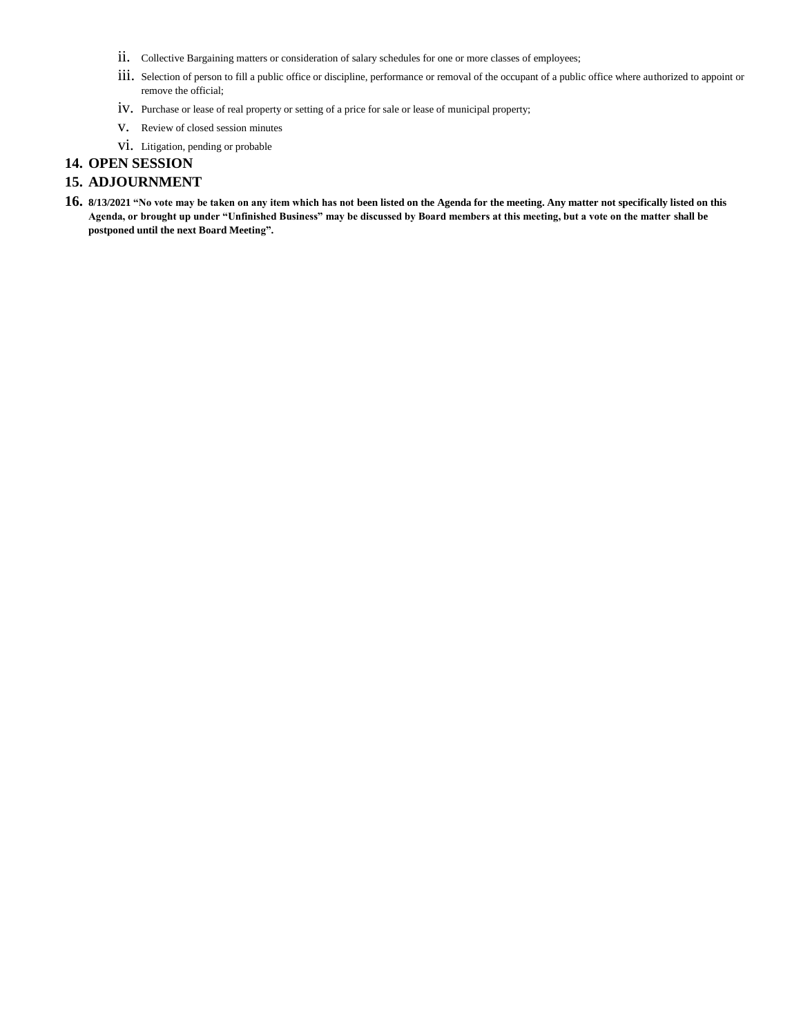ii. Collective Bargaining matters or consideration of salary schedules for one or more classes of employees;

iii. Selection of person to fill a public office or discipline, performance or removal of the occupant of a public office where authorized to appoint or remove the official;

iv. Purchase or lease of real property or setting of a price for sale or lease of municipal property;

v. Review of closed session minutes

vi. Litigation, pending or probable

**14. OPEN SESSION**

**15. ADJOURNMENT**

**16. 8/13/2021 "No vote may be taken on any item which has not been listed on the Agenda for the meeting. Any matter not specifically listed on this Agenda, or brought up under "Unfinished Business" may be discussed by Board members at this meeting, but a vote on the matter shall be postponed until the next Board Meeting".**